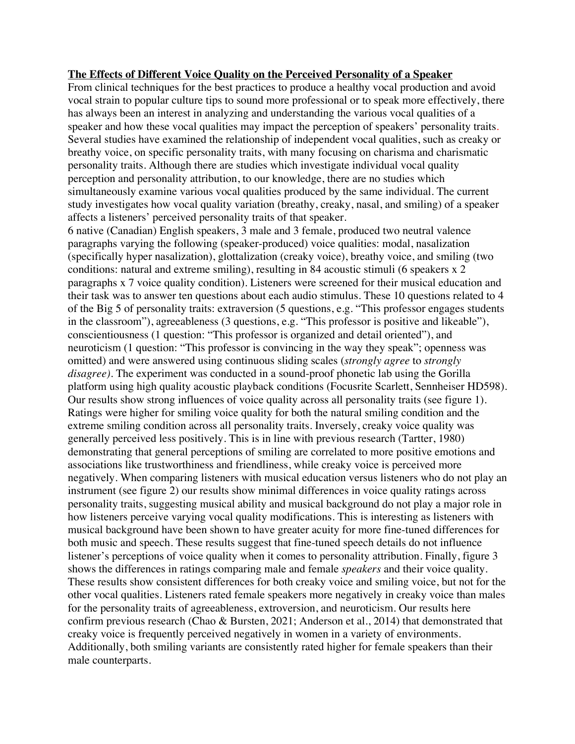**The Effects of Different Voice Quality on the Perceived Personality of a Speaker**

From clinical techniques for the best practices to produce a healthy vocal production and avoid vocal strain to popular culture tips to sound more professional or to speak more effectively, there has always been an interest in analyzing and understanding the various vocal qualities of a speaker and how these vocal qualities may impact the perception of speakers' personality traits. Several studies have examined the relationship of independent vocal qualities, such as creaky or breathy voice, on specific personality traits, with many focusing on charisma and charismatic personality traits. Although there are studies which investigate individual vocal quality perception and personality attribution, to our knowledge, there are no studies which simultaneously examine various vocal qualities produced by the same individual. The current study investigates how vocal quality variation (breathy, creaky, nasal, and smiling) of a speaker affects a listeners' perceived personality traits of that speaker.

6 native (Canadian) English speakers, 3 male and 3 female, produced two neutral valence paragraphs varying the following (speaker-produced) voice qualities: modal, nasalization (specifically hyper nasalization), glottalization (creaky voice), breathy voice, and smiling (two conditions: natural and extreme smiling), resulting in 84 acoustic stimuli (6 speakers x 2 paragraphs x 7 voice quality condition). Listeners were screened for their musical education and their task was to answer ten questions about each audio stimulus. These 10 questions related to 4 of the Big 5 of personality traits: extraversion (5 questions, e.g. "This professor engages students in the classroom"), agreeableness (3 questions, e.g. "This professor is positive and likeable"), conscientiousness (1 question: "This professor is organized and detail oriented"), and neuroticism (1 question: "This professor is convincing in the way they speak"; openness was omitted) and were answered using continuous sliding scales (*strongly agree* to *strongly disagree)*. The experiment was conducted in a sound-proof phonetic lab using the Gorilla platform using high quality acoustic playback conditions (Focusrite Scarlett, Sennheiser HD598). Our results show strong influences of voice quality across all personality traits (see figure 1). Ratings were higher for smiling voice quality for both the natural smiling condition and the extreme smiling condition across all personality traits. Inversely, creaky voice quality was generally perceived less positively. This is in line with previous research (Tartter, 1980) demonstrating that general perceptions of smiling are correlated to more positive emotions and associations like trustworthiness and friendliness, while creaky voice is perceived more negatively. When comparing listeners with musical education versus listeners who do not play an instrument (see figure 2) our results show minimal differences in voice quality ratings across personality traits, suggesting musical ability and musical background do not play a major role in how listeners perceive varying vocal quality modifications. This is interesting as listeners with musical background have been shown to have greater acuity for more fine-tuned differences for both music and speech. These results suggest that fine-tuned speech details do not influence listener's perceptions of voice quality when it comes to personality attribution. Finally, figure 3 shows the differences in ratings comparing male and female *speakers* and their voice quality. These results show consistent differences for both creaky voice and smiling voice, but not for the other vocal qualities. Listeners rated female speakers more negatively in creaky voice than males for the personality traits of agreeableness, extroversion, and neuroticism. Our results here confirm previous research (Chao & Bursten, 2021; Anderson et al., 2014) that demonstrated that creaky voice is frequently perceived negatively in women in a variety of environments. Additionally, both smiling variants are consistently rated higher for female speakers than their male counterparts.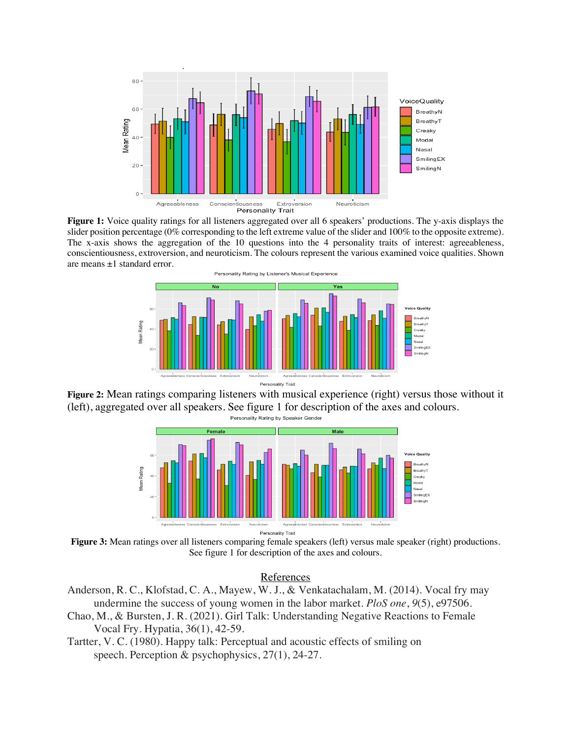80
60
40
20
0

Mean Rating

Agreeableness Conscientiousness Extroversion Neuroticism

Personality Trait

VoiceQuality

BreathyN
BreathyT
Creaky
Modal
Nasal
SmilingEX
SmilingN

**Figure 1:** Voice quality ratings for all listeners aggregated over all 6 speakers' productions. The y-axis displays the slider position percentage (0% corresponding to the left extreme value of the slider and 100% to the opposite extreme). The x-axis shows the aggregation of the 10 questions into the 4 personality traits of interest: agreeableness, conscientiousness, extroversion, and neuroticism. The colours represent the various examined voice qualities. Shown are means ±1 standard error.

Personality Rating by Listener's Musical Experience

No

Yes

60
40
20
0

Mean Rating

Agreeableness Conscientiousness Extroversion Neuroticism

Agreeableness Conscientiousness Extroversion Neuroticism

Personality Trait

Voice Quality

BreathyN
BreathyT
Creaky
Modal
Nasal
SmilingEX
SmilingN

**Figure 2:** Mean ratings comparing listeners with musical experience (right) versus those without it (left), aggregated over all speakers. See figure 1 for description of the axes and colours.

Personality Rating by Speaker Gender

Female

Male

60
40
20
0

Mean Rating

Agreeableness Conscientiousness Extroversion Neuroticism

Agreeableness Conscientiousness Extroversion Neuroticism

Personality Trait

Voice Quality

BreathyN
BreathyT
Creaky
Modal
Nasal
SmilingEX
SmilingN

**Figure 3:** Mean ratings over all listeners comparing female speakers (left) versus male speaker (right) productions. See figure 1 for description of the axes and colours.

## References

Anderson, R. C., Klofstad, C. A., Mayew, W. J., & Venkatachalam, M. (2014). Vocal fry may undermine the success of young women in the labor market. *PloS one*, *9*(5), e97506.

Chao, M., & Bursten, J. R. (2021). Girl Talk: Understanding Negative Reactions to Female Vocal Fry. Hypatia, 36(1), 42-59.

Tartter, V. C. (1980). Happy talk: Perceptual and acoustic effects of smiling on speech. Perception & psychophysics, 27(1), 24-27.